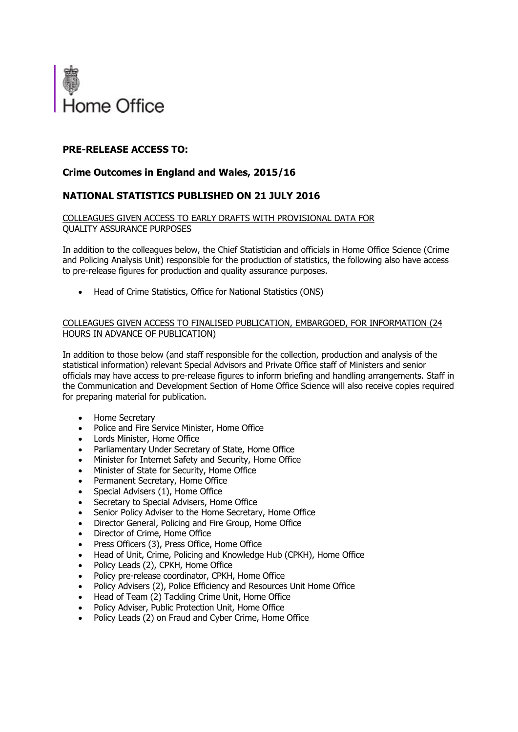Home Office

**PRE-RELEASE ACCESS TO:**

**Crime Outcomes in England and Wales, 2015/16**

**NATIONAL STATISTICS PUBLISHED ON 21 JULY 2016**

COLLEAGUES GIVEN ACCESS TO EARLY DRAFTS WITH PROVISIONAL DATA FOR QUALITY ASSURANCE PURPOSES

In addition to the colleagues below, the Chief Statistician and officials in Home Office Science (Crime and Policing Analysis Unit) responsible for the production of statistics, the following also have access to pre-release figures for production and quality assurance purposes.

- Head of Crime Statistics, Office for National Statistics (ONS)

COLLEAGUES GIVEN ACCESS TO FINALISED PUBLICATION, EMBARGOED, FOR INFORMATION (24 HOURS IN ADVANCE OF PUBLICATION)

In addition to those below (and staff responsible for the collection, production and analysis of the statistical information) relevant Special Advisors and Private Office staff of Ministers and senior officials may have access to pre-release figures to inform briefing and handling arrangements. Staff in the Communication and Development Section of Home Office Science will also receive copies required for preparing material for publication.

- Home Secretary
- Police and Fire Service Minister, Home Office
- Lords Minister, Home Office
- Parliamentary Under Secretary of State, Home Office
- Minister for Internet Safety and Security, Home Office
- Minister of State for Security, Home Office
- Permanent Secretary, Home Office
- Special Advisers (1), Home Office
- Secretary to Special Advisers, Home Office
- Senior Policy Adviser to the Home Secretary, Home Office
- Director General, Policing and Fire Group, Home Office
- Director of Crime, Home Office
- Press Officers (3), Press Office, Home Office
- Head of Unit, Crime, Policing and Knowledge Hub (CPKH), Home Office
- Policy Leads (2), CPKH, Home Office
- Policy pre-release coordinator, CPKH, Home Office
- Policy Advisers (2), Police Efficiency and Resources Unit Home Office
- Head of Team (2) Tackling Crime Unit, Home Office
- Policy Adviser, Public Protection Unit, Home Office
- Policy Leads (2) on Fraud and Cyber Crime, Home Office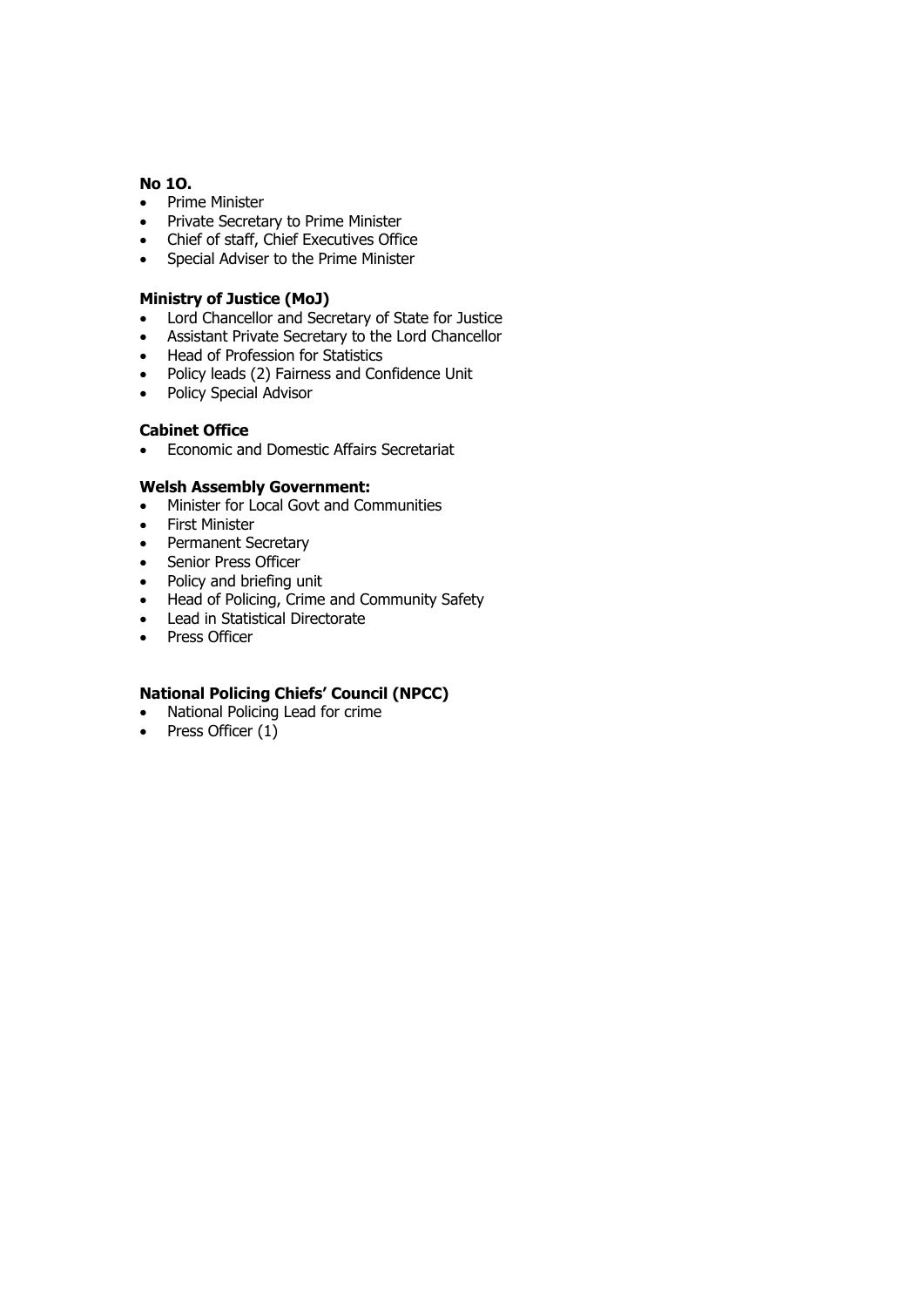**No 1O.**

- Prime Minister
- Private Secretary to Prime Minister
- Chief of staff, Chief Executives Office
- Special Adviser to the Prime Minister

**Ministry of Justice (MoJ)**

- Lord Chancellor and Secretary of State for Justice
- Assistant Private Secretary to the Lord Chancellor
- Head of Profession for Statistics
- Policy leads (2) Fairness and Confidence Unit
- Policy Special Advisor

**Cabinet Office**

- Economic and Domestic Affairs Secretariat

**Welsh Assembly Government:**

- Minister for Local Govt and Communities
- First Minister
- Permanent Secretary
- Senior Press Officer
- Policy and briefing unit
- Head of Policing, Crime and Community Safety
- Lead in Statistical Directorate
- Press Officer

**National Policing Chiefs' Council (NPCC)**

- National Policing Lead for crime
- Press Officer (1)